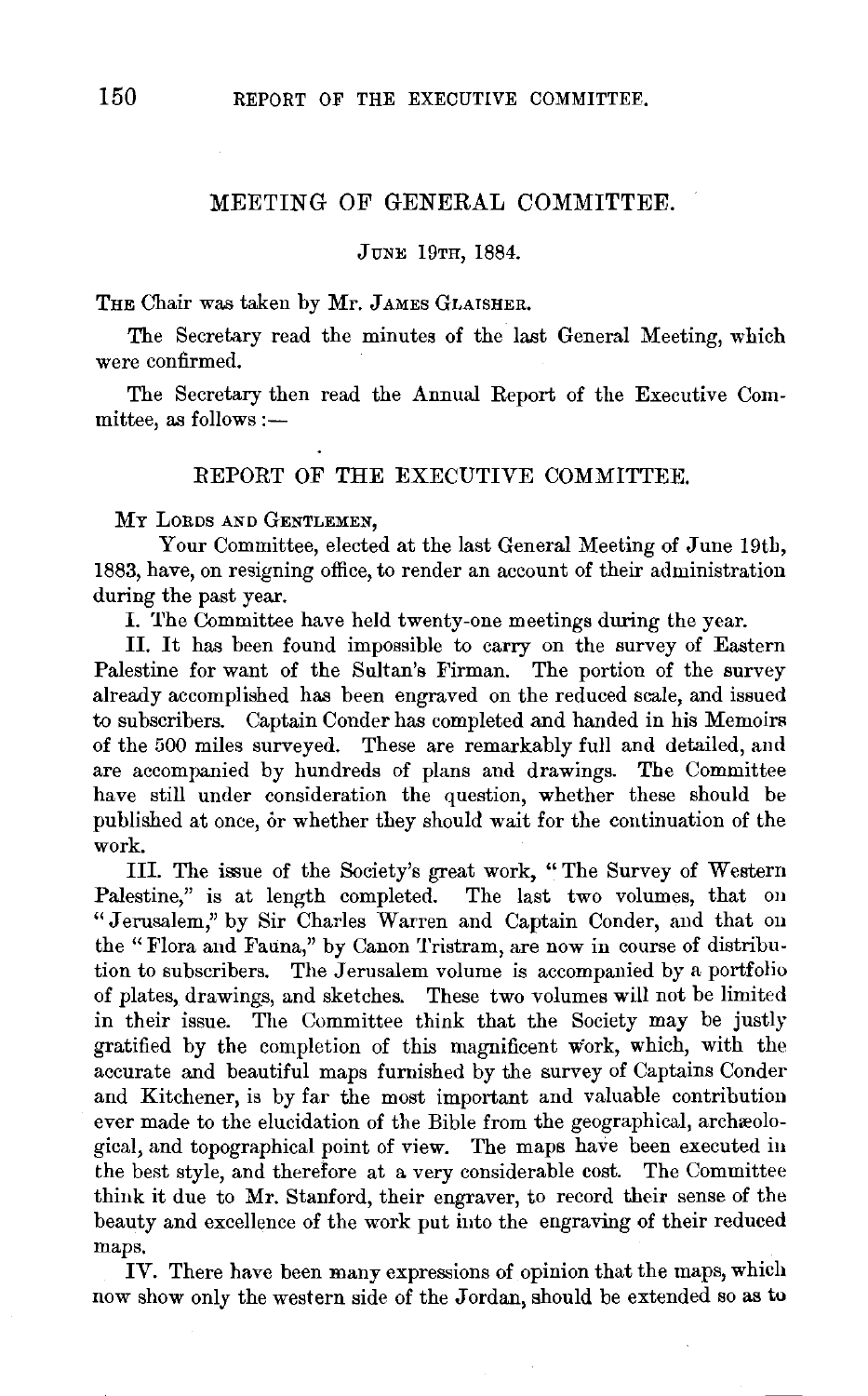## MEETING OF GENERAL COMMITTEE.

JUNE 19TH, 1884.

THE Chair was taken by Mr. JAMES GLAISHER.

The Secretary read the minutes of the last General Meeting, which were confirmed.

The Secretary then read the Annual Report of the Executive Committee, as follows:—

### REPORT OF THE EXECUTIVE COMMITTEE.

MY LORDS AND GENTLEMEN,

Your Committee, elected at the last General Meeting of June 19th, 1883, have, on resigning office, to render an account of their administration during the past year.

I. The Committee have held twenty-one meetings during the year.

II. It has been found impossible to carry on the survey of Eastern Palestine for want of the Sultan's Firman. The portion of the survey already accomplished has been engraved on the reduced scale, and issued to subscribers. Captain Conder has completed and handed in his Memoirs of the 500 miles surveyed. These are remarkably full and detailed, and are accompanied by hundreds of plans and drawings. The Committee have still under consideration the question, whether these should be published at once, or whether they should wait for the continuation of the work.

III. The issue of the Society's great work, "The Survey of Western Palestine," is at length completed. The last two volumes, that on "Jerusalem," by Sir Charles Warren and Captain Conder, and that on the "Flora and Fauna," by Canon Tristram, are now in course of distribution to subscribers. The Jerusalem volume is accompanied by a portfolio of plates, drawings, and sketches. These two volumes will not be limited in their issue. The Committee think that the Society may be justly gratified by the completion of this magnificent work, which, with the accurate and beautiful maps furnished by the survey of Captains Conder and Kitchener, is by far the most important and valuable contribution ever made to the elucidation of the Bible from the geographical, archæological, and topographical point of view. The maps have been executed in the best style, and therefore at a very considerable cost. The Committee think it due to Mr. Stanford, their engraver, to record their sense of the beauty and excellence of the work put into the engraving of their reduced maps.

IV. There have been many expressions of opinion that the maps, which now show only the western side of the Jordan, should be extended so as to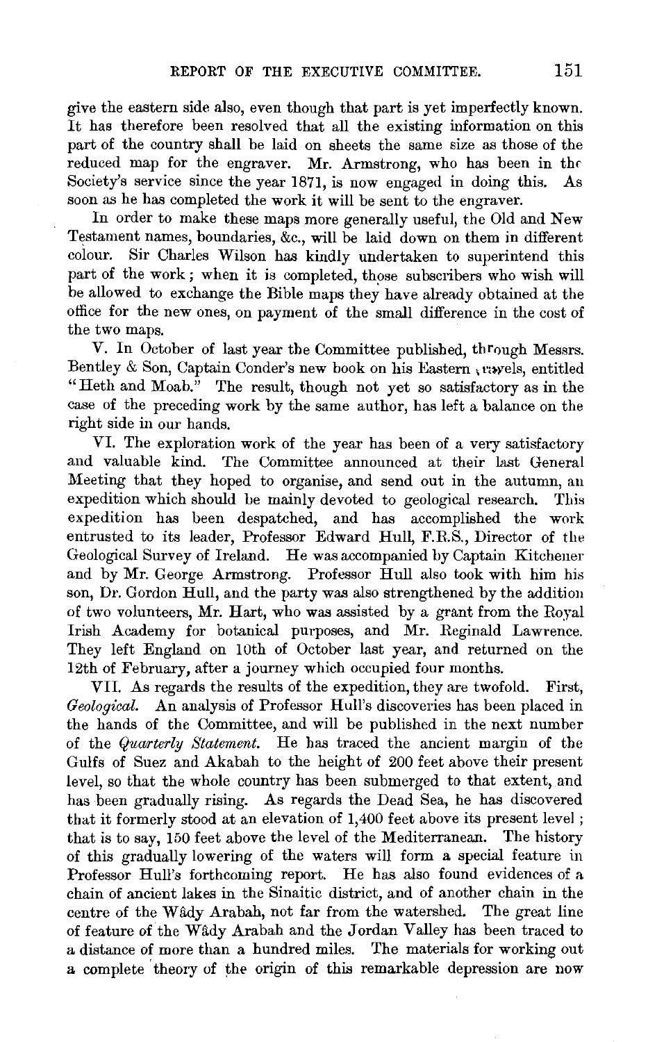give the eastern side also, even though that part is yet imperfectly known. It has therefore been resolved that all the existing information on this part of the country shall be laid on sheets the same size as those of the reduced map for the engraver. Mr. Armstrong, who has been in the Society's service since the year 1871, is now engaged in doing this. As soon as he has completed the work it will be sent to the engraver.

In order to make these maps more generally useful, the Old and New Testament names, boundaries, &c., will be laid down on them in different colour. Sir Charles Wilson has kindly undertaken to superintend this part of the work; when it is completed, those subscribers who wish will be allowed to exchange the Bible maps they have already obtained at the office for the new ones, on payment of the small difference in the cost of the two maps.

V. In October of last year the Committee published, through Messrs. Bentley & Son, Captain Conder's new book on his Eastern travels, entitled "Heth and Moab." The result, though not yet so satisfactory as in the case of the preceding work by the same author, has left a balance on the right side in our hands.

VI. The exploration work of the year has been of a very satisfactory and valuable kind. The Committee announced at their last General Meeting that they hoped to organise, and send out in the autumn, an expedition which should be mainly devoted to geological research. This expedition has been despatched, and has accomplished the work entrusted to its leader, Professor Edward Hull, F.R.S., Director of the Geological Survey of Ireland. He was accompanied by Captain Kitchener and by Mr. George Armstrong. Professor Hull also took with him his son, Dr. Gordon Hull, and the party was also strengthened by the addition of two volunteers, Mr. Hart, who was assisted by a grant from the Royal Irish Academy for botanical purposes, and Mr. Reginald Lawrence. They left England on 10th of October last year, and returned on the 12th of February, after a journey which occupied four months.

VII. As regards the results of the expedition, they are twofold. First, *Geological*. An analysis of Professor Hull's discoveries has been placed in the hands of the Committee, and will be published in the next number of the *Quarterly Statement*. He has traced the ancient margin of the Gulfs of Suez and Akabah to the height of 200 feet above their present level, so that the whole country has been submerged to that extent, and has been gradually rising. As regards the Dead Sea, he has discovered that it formerly stood at an elevation of 1,400 feet above its present level; that is to say, 150 feet above the level of the Mediterranean. The history of this gradually lowering of the waters will form a special feature in Professor Hull's forthcoming report. He has also found evidences of a chain of ancient lakes in the Sinaitic district, and of another chain in the centre of the Wâdy Arabah, not far from the watershed. The great line of feature of the Wâdy Arabah and the Jordan Valley has been traced to a distance of more than a hundred miles. The materials for working out a complete theory of the origin of this remarkable depression are now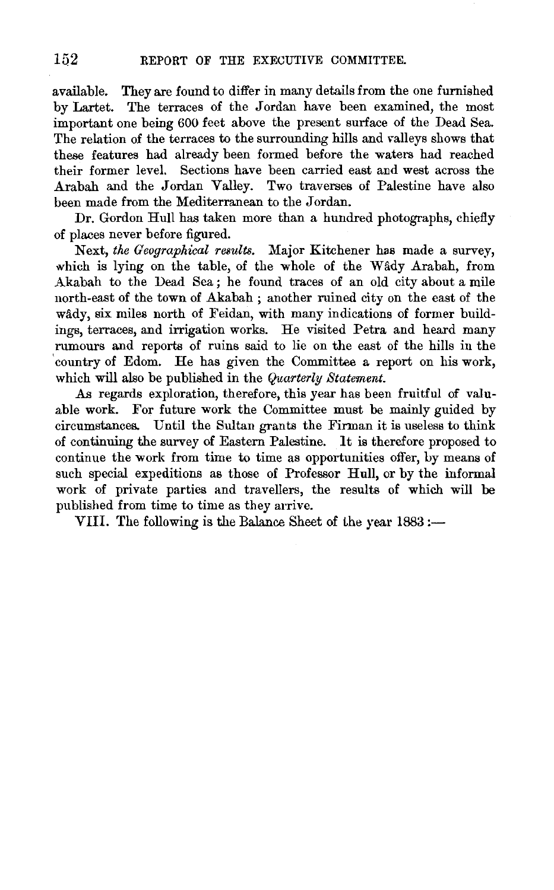available. They are found to differ in many details from the one furnished by Lartet. The terraces of the Jordan have been examined, the most important one being 600 feet above the present surface of the Dead Sea. The relation of the terraces to the surrounding hills and valleys shows that these features had already been formed before the waters had reached their former level. Sections have been carried east and west across the Arabah and the Jordan Valley. Two traverses of Palestine have also been made from the Mediterranean to the Jordan.

Dr. Gordon Hull has taken more than a hundred photographs, chiefly of places never before figured.

Next, *the Geographical results.* Major Kitchener has made a survey, which is lying on the table, of the whole of the Wâdy Arabah, from Akabah to the Dead Sea; he found traces of an old city about a mile north-east of the town of Akabah; another ruined city on the east of the wâdy, six miles north of Feidan, with many indications of former buildings, terraces, and irrigation works. He visited Petra and heard many rumours and reports of ruins said to lie on the east of the hills in the country of Edom. He has given the Committee a report on his work, which will also be published in the *Quarterly Statement.*

As regards exploration, therefore, this year has been fruitful of valuable work. For future work the Committee must be mainly guided by circumstances. Until the Sultan grants the Firman it is useless to think of continuing the survey of Eastern Palestine. It is therefore proposed to continue the work from time to time as opportunities offer, by means of such special expeditions as those of Professor Hull, or by the informal work of private parties and travellers, the results of which will be published from time to time as they arrive.

VIII. The following is the Balance Sheet of the year 1883:—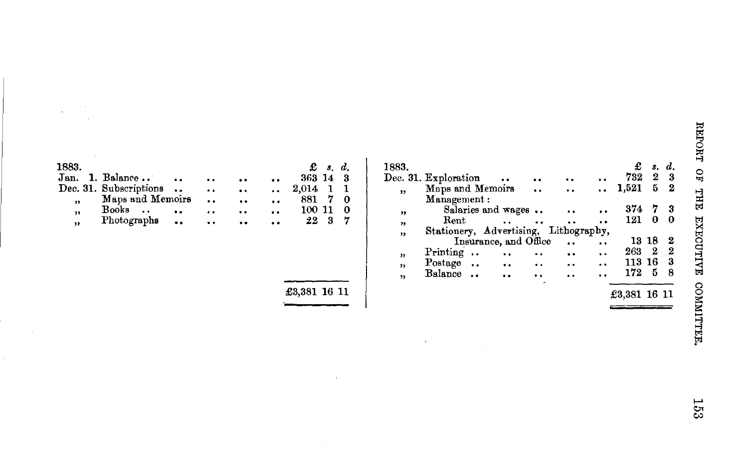| 1883. | | £ | s. | d. |
|---|---|---|---|---|
| Jan. 1. | Balance .. .. .. .. .. | 363 | 14 | 3 |
| Dec. 31. | Subscriptions .. .. .. .. | 2,014 | 1 | 1 |
| " | Maps and Memoirs .. .. .. | 881 | 7 | 0 |
| " | Books .. .. .. .. .. | 100 | 11 | 0 |
| " | Photographs .. .. .. .. | 22 | 3 | 7 |
| | | £3,381 | 16 | 11 |

| 1883. | | £ | s. | d. |
|---|---|---|---|---|
| Dec. 31. | Exploration .. .. .. .. | 732 | 2 | 3 |
| " | Maps and Memoirs .. .. .. | 1,521 | 5 | 2 |
| | Management : | | | |
| " | Salaries and wages .. .. .. | 374 | 7 | 3 |
| " | Rent .. .. .. .. | 121 | 0 | 0 |
| " | Stationery, Advertising, Lithography, Insurance, and Office .. .. | 13 | 18 | 2 |
| " | Printing .. .. .. .. .. | 263 | 2 | 2 |
| " | Postage .. .. .. .. .. | 113 | 16 | 3 |
| " | Balance .. .. .. .. .. | 172 | 5 | 8 |
| | | £3,381 | 16 | 11 |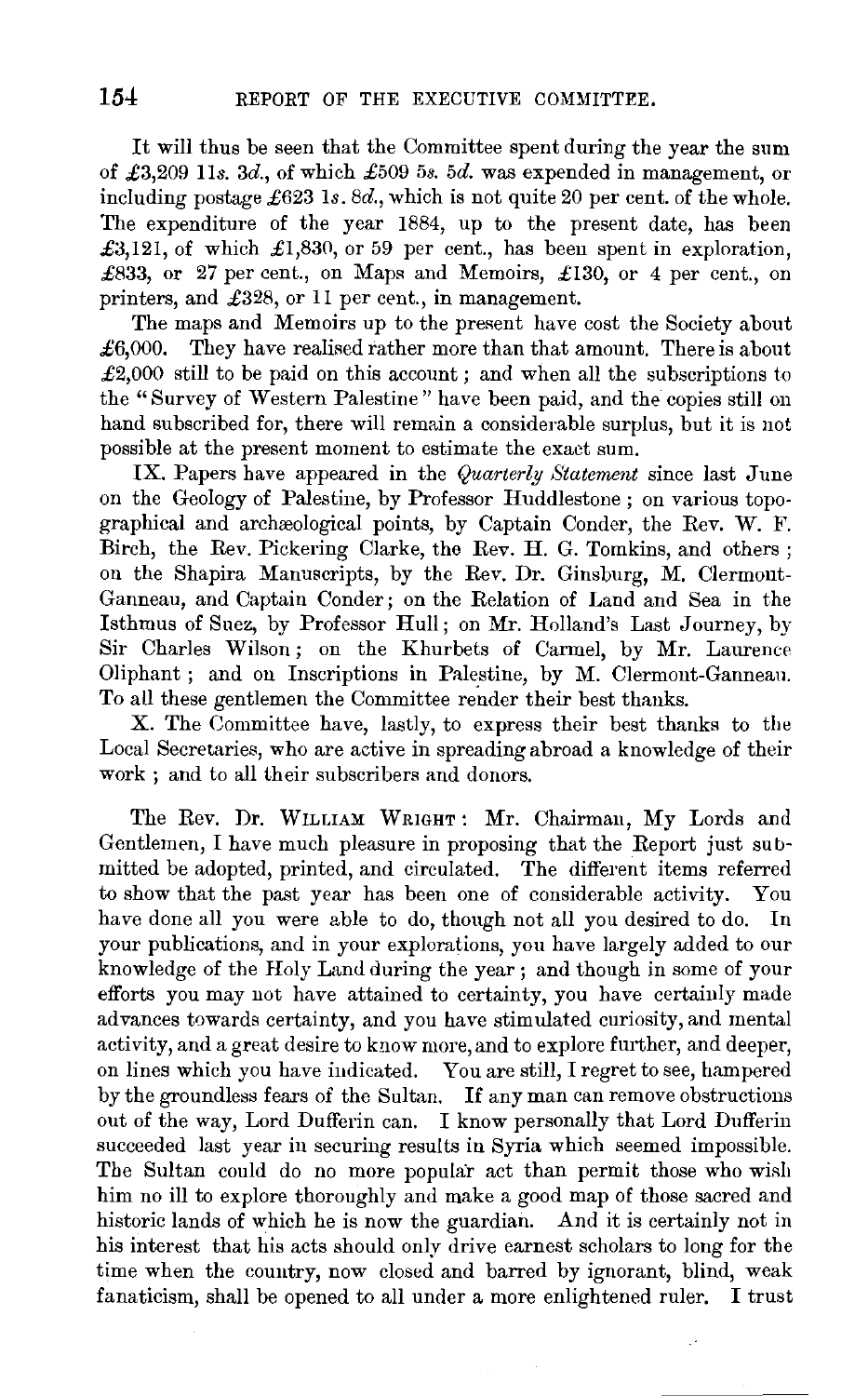It will thus be seen that the Committee spent during the year the sum of £3,209 11*s.* 3*d.*, of which £509 5*s.* 5*d.* was expended in management, or including postage £623 1*s.* 8*d.*, which is not quite 20 per cent. of the whole. The expenditure of the year 1884, up to the present date, has been £3,121, of which £1,830, or 59 per cent., has been spent in exploration, £833, or 27 per cent., on Maps and Memoirs, £130, or 4 per cent., on printers, and £328, or 11 per cent., in management.

The maps and Memoirs up to the present have cost the Society about £6,000. They have realised rather more than that amount. There is about £2,000 still to be paid on this account; and when all the subscriptions to the "Survey of Western Palestine" have been paid, and the copies still on hand subscribed for, there will remain a considerable surplus, but it is not possible at the present moment to estimate the exact sum.

IX. Papers have appeared in the *Quarterly Statement* since last June on the Geology of Palestine, by Professor Huddlestone; on various topographical and archæological points, by Captain Conder, the Rev. W. F. Birch, the Rev. Pickering Clarke, the Rev. H. G. Tomkins, and others; on the Shapira Manuscripts, by the Rev. Dr. Ginsburg, M. Clermont-Ganneau, and Captain Conder; on the Relation of Land and Sea in the Isthmus of Suez, by Professor Hull; on Mr. Holland's Last Journey, by Sir Charles Wilson; on the Khurbets of Carmel, by Mr. Laurence Oliphant; and on Inscriptions in Palestine, by M. Clermont-Ganneau. To all these gentlemen the Committee render their best thanks.

X. The Committee have, lastly, to express their best thanks to the Local Secretaries, who are active in spreading abroad a knowledge of their work; and to all their subscribers and donors.

The Rev. Dr. WILLIAM WRIGHT: Mr. Chairman, My Lords and Gentlemen, I have much pleasure in proposing that the Report just submitted be adopted, printed, and circulated. The different items referred to show that the past year has been one of considerable activity. You have done all you were able to do, though not all you desired to do. In your publications, and in your explorations, you have largely added to our knowledge of the Holy Land during the year; and though in some of your efforts you may not have attained to certainty, you have certainly made advances towards certainty, and you have stimulated curiosity, and mental activity, and a great desire to know more, and to explore further, and deeper, on lines which you have indicated. You are still, I regret to see, hampered by the groundless fears of the Sultan. If any man can remove obstructions out of the way, Lord Dufferin can. I know personally that Lord Dufferin succeeded last year in securing results in Syria which seemed impossible. The Sultan could do no more popular act than permit those who wish him no ill to explore thoroughly and make a good map of those sacred and historic lands of which he is now the guardian. And it is certainly not in his interest that his acts should only drive earnest scholars to long for the time when the country, now closed and barred by ignorant, blind, weak fanaticism, shall be opened to all under a more enlightened ruler. I trust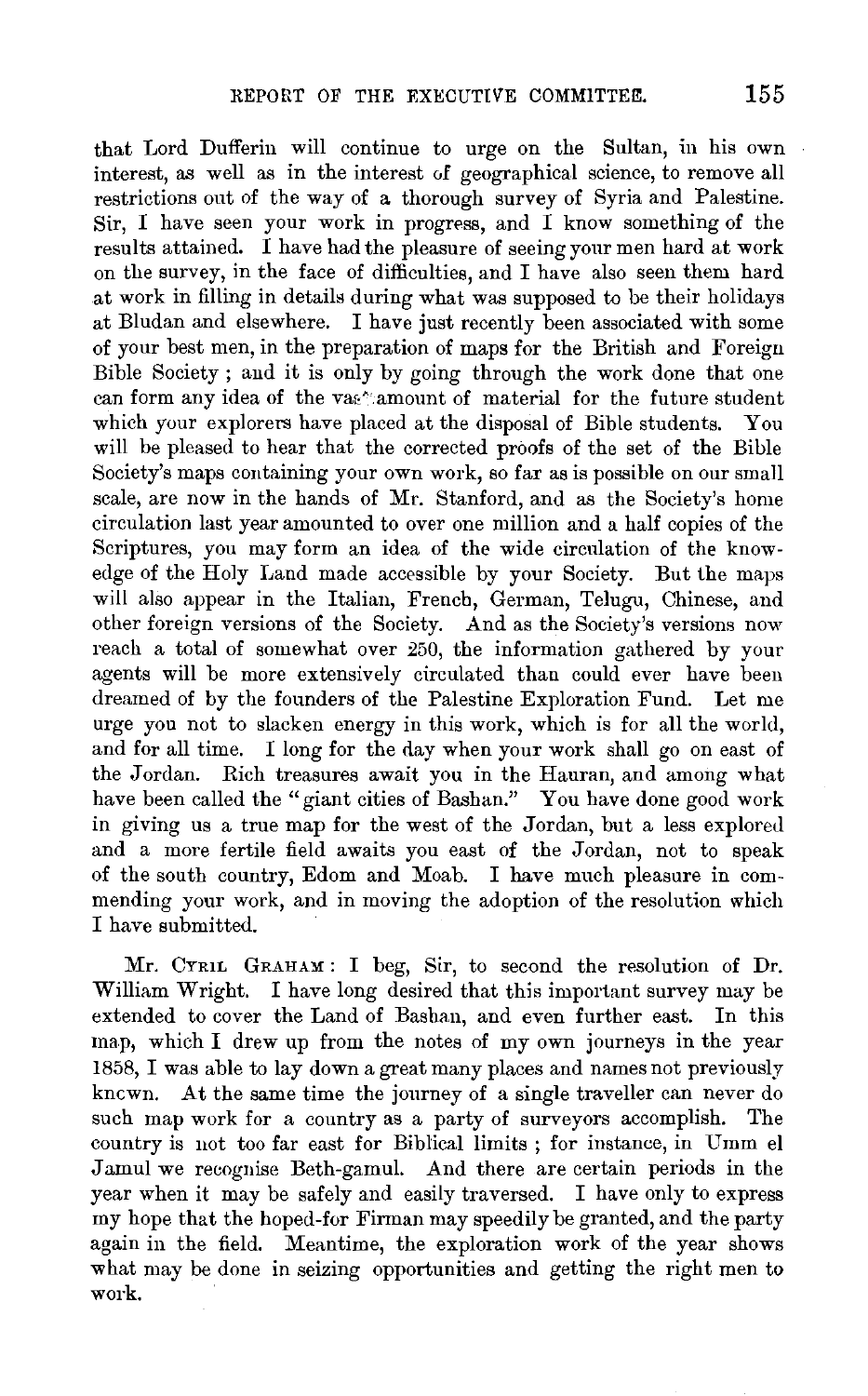that Lord Dufferin will continue to urge on the Sultan, in his own interest, as well as in the interest of geographical science, to remove all restrictions out of the way of a thorough survey of Syria and Palestine. Sir, I have seen your work in progress, and I know something of the results attained. I have had the pleasure of seeing your men hard at work on the survey, in the face of difficulties, and I have also seen them hard at work in filling in details during what was supposed to be their holidays at Bludan and elsewhere. I have just recently been associated with some of your best men, in the preparation of maps for the British and Foreign Bible Society; and it is only by going through the work done that one can form any idea of the vast amount of material for the future student which your explorers have placed at the disposal of Bible students. You will be pleased to hear that the corrected proofs of the set of the Bible Society's maps containing your own work, so far as is possible on our small scale, are now in the hands of Mr. Stanford, and as the Society's home circulation last year amounted to over one million and a half copies of the Scriptures, you may form an idea of the wide circulation of the knowledge of the Holy Land made accessible by your Society. But the maps will also appear in the Italian, French, German, Telugu, Chinese, and other foreign versions of the Society. And as the Society's versions now reach a total of somewhat over 250, the information gathered by your agents will be more extensively circulated than could ever have been dreamed of by the founders of the Palestine Exploration Fund. Let me urge you not to slacken energy in this work, which is for all the world, and for all time. I long for the day when your work shall go on east of the Jordan. Rich treasures await you in the Hauran, and among what have been called the "giant cities of Bashan." You have done good work in giving us a true map for the west of the Jordan, but a less explored and a more fertile field awaits you east of the Jordan, not to speak of the south country, Edom and Moab. I have much pleasure in commending your work, and in moving the adoption of the resolution which I have submitted.

Mr. Cyril Graham: I beg, Sir, to second the resolution of Dr. William Wright. I have long desired that this important survey may be extended to cover the Land of Bashan, and even further east. In this map, which I drew up from the notes of my own journeys in the year 1858, I was able to lay down a great many places and names not previously known. At the same time the journey of a single traveller can never do such map work for a country as a party of surveyors accomplish. The country is not too far east for Biblical limits; for instance, in Umm el Jamul we recognise Beth-gamul. And there are certain periods in the year when it may be safely and easily traversed. I have only to express my hope that the hoped-for Firman may speedily be granted, and the party again in the field. Meantime, the exploration work of the year shows what may be done in seizing opportunities and getting the right men to work.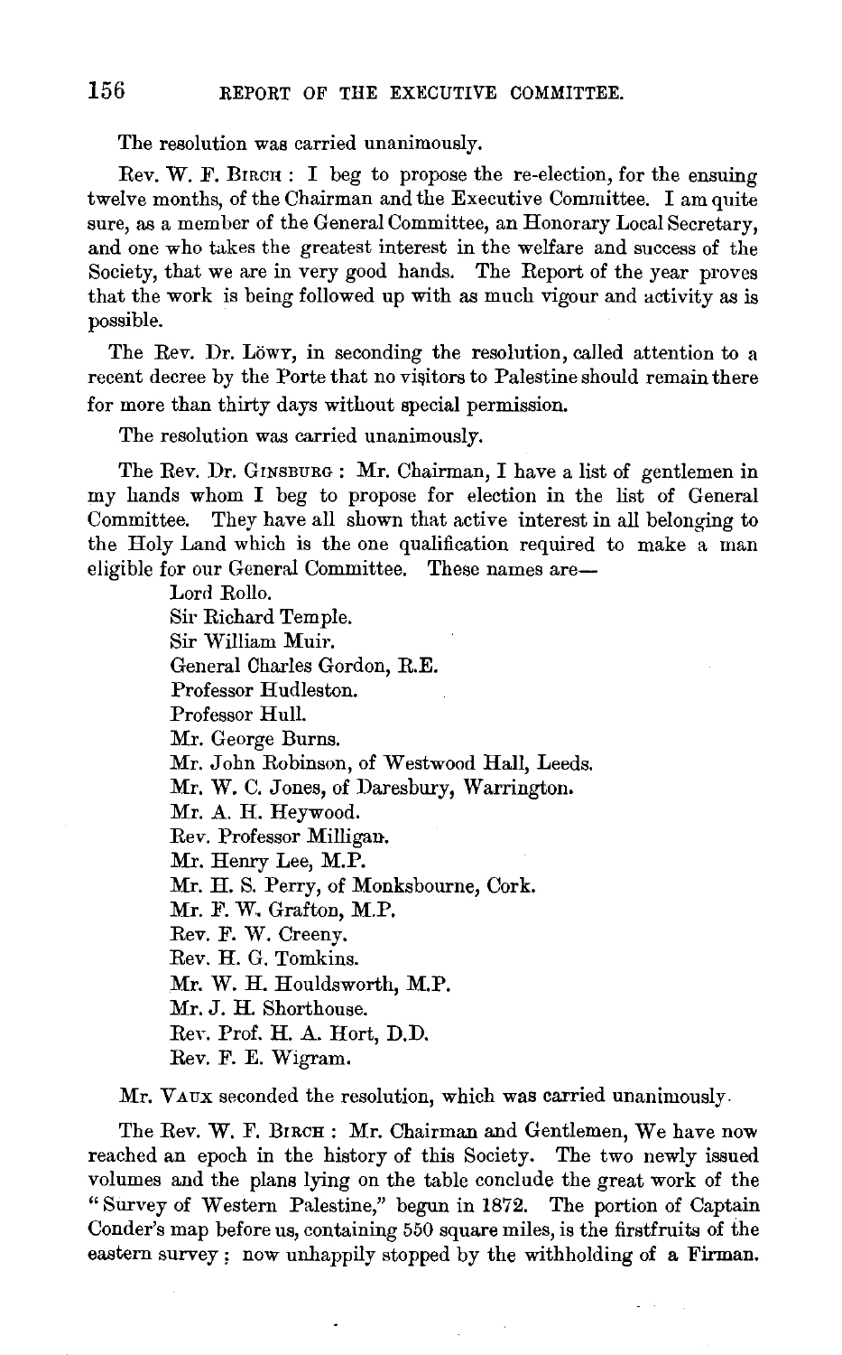The resolution was carried unanimously.

Rev. W. F. BIRCH: I beg to propose the re-election, for the ensuing twelve months, of the Chairman and the Executive Committee. I am quite sure, as a member of the General Committee, an Honorary Local Secretary, and one who takes the greatest interest in the welfare and success of the Society, that we are in very good hands. The Report of the year proves that the work is being followed up with as much vigour and activity as is possible.

The Rev. Dr. LÖWY, in seconding the resolution, called attention to a recent decree by the Porte that no visitors to Palestine should remain there for more than thirty days without special permission.

The resolution was carried unanimously.

The Rev. Dr. GINSBURG: Mr. Chairman, I have a list of gentlemen in my hands whom I beg to propose for election in the list of General Committee. They have all shown that active interest in all belonging to the Holy Land which is the one qualification required to make a man eligible for our General Committee. These names are—

Lord Rollo.
Sir Richard Temple.
Sir William Muir.
General Charles Gordon, R.E.
Professor Hudleston.
Professor Hull.
Mr. George Burns.
Mr. John Robinson, of Westwood Hall, Leeds.
Mr. W. C. Jones, of Daresbury, Warrington.
Mr. A. H. Heywood.
Rev. Professor Milligan.
Mr. Henry Lee, M.P.
Mr. H. S. Perry, of Monksbourne, Cork.
Mr. F. W. Grafton, M.P.
Rev. F. W. Creeny.
Rev. H. G. Tomkins.
Mr. W. H. Houldsworth, M.P.
Mr. J. H. Shorthouse.
Rev. Prof. H. A. Hort, D.D.
Rev. F. E. Wigram.

Mr. VAUX seconded the resolution, which was carried unanimously.

The Rev. W. F. BIRCH: Mr. Chairman and Gentlemen, We have now reached an epoch in the history of this Society. The two newly issued volumes and the plans lying on the table conclude the great work of the "Survey of Western Palestine," begun in 1872. The portion of Captain Conder's map before us, containing 550 square miles, is the firstfruits of the eastern survey; now unhappily stopped by the withholding of a Firman.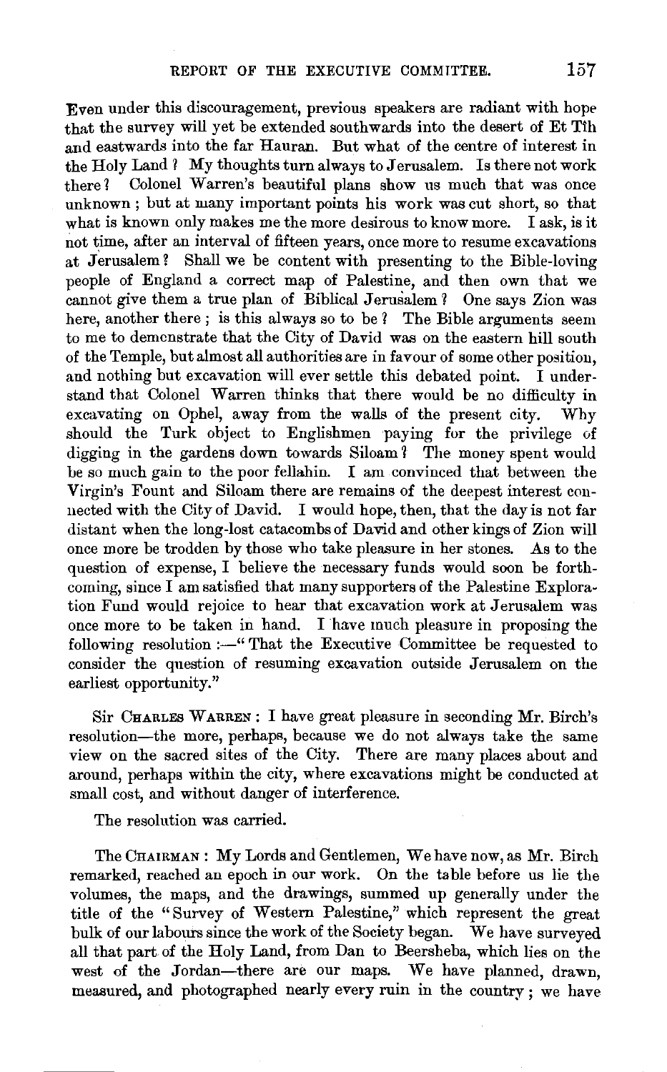Even under this discouragement, previous speakers are radiant with hope that the survey will yet be extended southwards into the desert of Et Tîh and eastwards into the far Hauran. But what of the centre of interest in the Holy Land? My thoughts turn always to Jerusalem. Is there not work there? Colonel Warren's beautiful plans show us much that was once unknown; but at many important points his work was cut short, so that what is known only makes me the more desirous to know more. I ask, is it not time, after an interval of fifteen years, once more to resume excavations at Jerusalem? Shall we be content with presenting to the Bible-loving people of England a correct map of Palestine, and then own that we cannot give them a true plan of Biblical Jerusalem? One says Zion was here, another there; is this always so to be? The Bible arguments seem to me to demonstrate that the City of David was on the eastern hill south of the Temple, but almost all authorities are in favour of some other position, and nothing but excavation will ever settle this debated point. I understand that Colonel Warren thinks that there would be no difficulty in excavating on Ophel, away from the walls of the present city. Why should the Turk object to Englishmen paying for the privilege of digging in the gardens down towards Siloam? The money spent would be so much gain to the poor fellahin. I am convinced that between the Virgin's Fount and Siloam there are remains of the deepest interest connected with the City of David. I would hope, then, that the day is not far distant when the long-lost catacombs of David and other kings of Zion will once more be trodden by those who take pleasure in her stones. As to the question of expense, I believe the necessary funds would soon be forthcoming, since I am satisfied that many supporters of the Palestine Exploration Fund would rejoice to hear that excavation work at Jerusalem was once more to be taken in hand. I have much pleasure in proposing the following resolution :—"That the Executive Committee be requested to consider the question of resuming excavation outside Jerusalem on the earliest opportunity."

Sir CHARLES WARREN: I have great pleasure in seconding Mr. Birch's resolution—the more, perhaps, because we do not always take the same view on the sacred sites of the City. There are many places about and around, perhaps within the city, where excavations might be conducted at small cost, and without danger of interference.

The resolution was carried.

The CHAIRMAN: My Lords and Gentlemen, We have now, as Mr. Birch remarked, reached an epoch in our work. On the table before us lie the volumes, the maps, and the drawings, summed up generally under the title of the "Survey of Western Palestine," which represent the great bulk of our labours since the work of the Society began. We have surveyed all that part of the Holy Land, from Dan to Beersheba, which lies on the west of the Jordan—there are our maps. We have planned, drawn, measured, and photographed nearly every ruin in the country; we have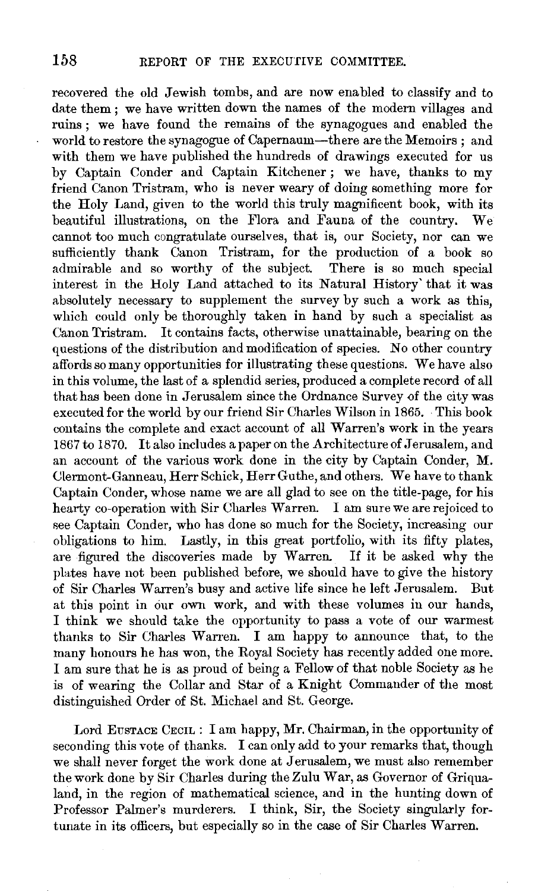recovered the old Jewish tombs, and are now enabled to classify and to date them; we have written down the names of the modern villages and ruins; we have found the remains of the synagogues and enabled the world to restore the synagogue of Capernaum—there are the Memoirs; and with them we have published the hundreds of drawings executed for us by Captain Conder and Captain Kitchener; we have, thanks to my friend Canon Tristram, who is never weary of doing something more for the Holy Land, given to the world this truly magnificent book, with its beautiful illustrations, on the Flora and Fauna of the country. We cannot too much congratulate ourselves, that is, our Society, nor can we sufficiently thank Canon Tristram, for the production of a book so admirable and so worthy of the subject. There is so much special interest in the Holy Land attached to its Natural History' that it was absolutely necessary to supplement the survey by such a work as this, which could only be thoroughly taken in hand by such a specialist as Canon Tristram. It contains facts, otherwise unattainable, bearing on the questions of the distribution and modification of species. No other country affords so many opportunities for illustrating these questions. We have also in this volume, the last of a splendid series, produced a complete record of all that has been done in Jerusalem since the Ordnance Survey of the city was executed for the world by our friend Sir Charles Wilson in 1865. This book contains the complete and exact account of all Warren's work in the years 1867 to 1870. It also includes a paper on the Architecture of Jerusalem, and an account of the various work done in the city by Captain Conder, M. Clermont-Ganneau, Herr Schick, Herr Guthe, and others. We have to thank Captain Conder, whose name we are all glad to see on the title-page, for his hearty co-operation with Sir Charles Warren. I am sure we are rejoiced to see Captain Conder, who has done so much for the Society, increasing our obligations to him. Lastly, in this great portfolio, with its fifty plates, are figured the discoveries made by Warren. If it be asked why the plates have not been published before, we should have to give the history of Sir Charles Warren's busy and active life since he left Jerusalem. But at this point in our own work, and with these volumes in our hands, I think we should take the opportunity to pass a vote of our warmest thanks to Sir Charles Warren. I am happy to announce that, to the many honours he has won, the Royal Society has recently added one more. I am sure that he is as proud of being a Fellow of that noble Society as he is of wearing the Collar and Star of a Knight Commander of the most distinguished Order of St. Michael and St. George.

Lord Eustace Cecil: I am happy, Mr. Chairman, in the opportunity of seconding this vote of thanks. I can only add to your remarks that, though we shall never forget the work done at Jerusalem, we must also remember the work done by Sir Charles during the Zulu War, as Governor of Griqualand, in the region of mathematical science, and in the hunting down of Professor Palmer's murderers. I think, Sir, the Society singularly fortunate in its officers, but especially so in the case of Sir Charles Warren.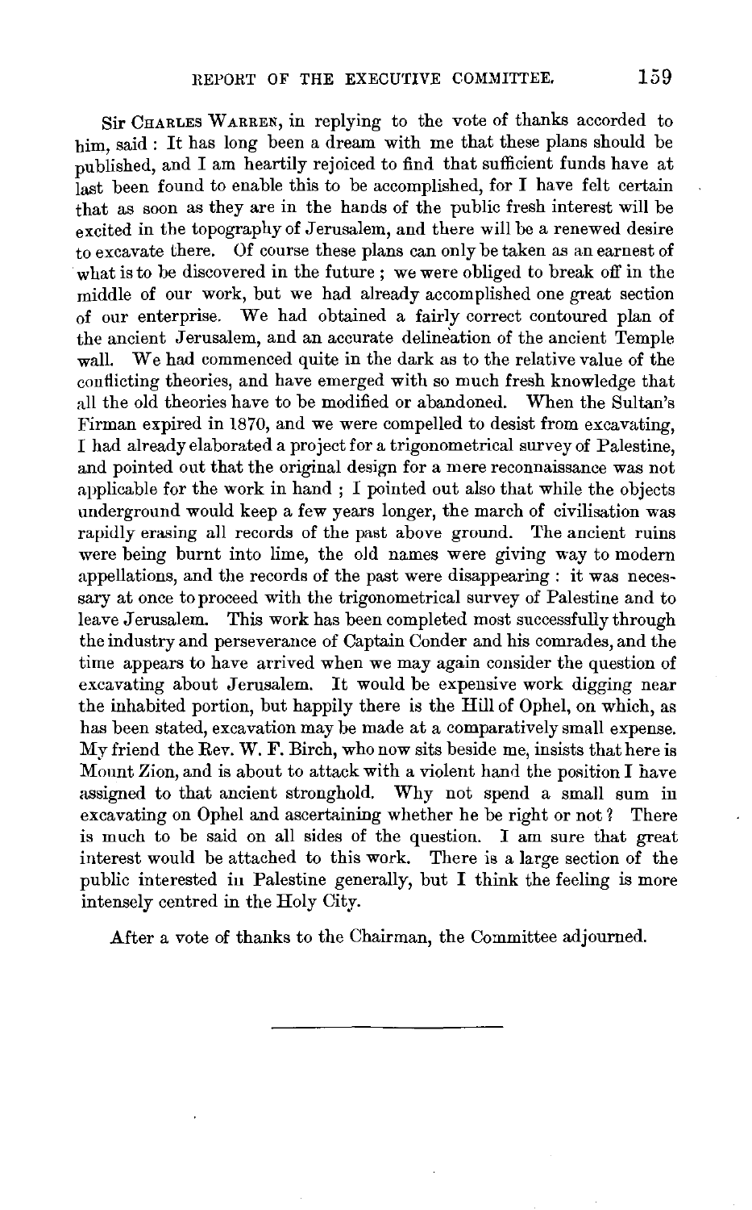Sir Charles Warren, in replying to the vote of thanks accorded to him, said: It has long been a dream with me that these plans should be published, and I am heartily rejoiced to find that sufficient funds have at last been found to enable this to be accomplished, for I have felt certain that as soon as they are in the hands of the public fresh interest will be excited in the topography of Jerusalem, and there will be a renewed desire to excavate there. Of course these plans can only be taken as an earnest of what is to be discovered in the future; we were obliged to break off in the middle of our work, but we had already accomplished one great section of our enterprise. We had obtained a fairly correct contoured plan of the ancient Jerusalem, and an accurate delineation of the ancient Temple wall. We had commenced quite in the dark as to the relative value of the conflicting theories, and have emerged with so much fresh knowledge that all the old theories have to be modified or abandoned. When the Sultan's Firman expired in 1870, and we were compelled to desist from excavating, I had already elaborated a project for a trigonometrical survey of Palestine, and pointed out that the original design for a mere reconnaissance was not applicable for the work in hand; I pointed out also that while the objects underground would keep a few years longer, the march of civilisation was rapidly erasing all records of the past above ground. The ancient ruins were being burnt into lime, the old names were giving way to modern appellations, and the records of the past were disappearing: it was necessary at once to proceed with the trigonometrical survey of Palestine and to leave Jerusalem. This work has been completed most successfully through the industry and perseverance of Captain Conder and his comrades, and the time appears to have arrived when we may again consider the question of excavating about Jerusalem. It would be expensive work digging near the inhabited portion, but happily there is the Hill of Ophel, on which, as has been stated, excavation may be made at a comparatively small expense. My friend the Rev. W. F. Birch, who now sits beside me, insists that here is Mount Zion, and is about to attack with a violent hand the position I have assigned to that ancient stronghold. Why not spend a small sum in excavating on Ophel and ascertaining whether he be right or not? There is much to be said on all sides of the question. I am sure that great interest would be attached to this work. There is a large section of the public interested in Palestine generally, but I think the feeling is more intensely centred in the Holy City.

After a vote of thanks to the Chairman, the Committee adjourned.

---